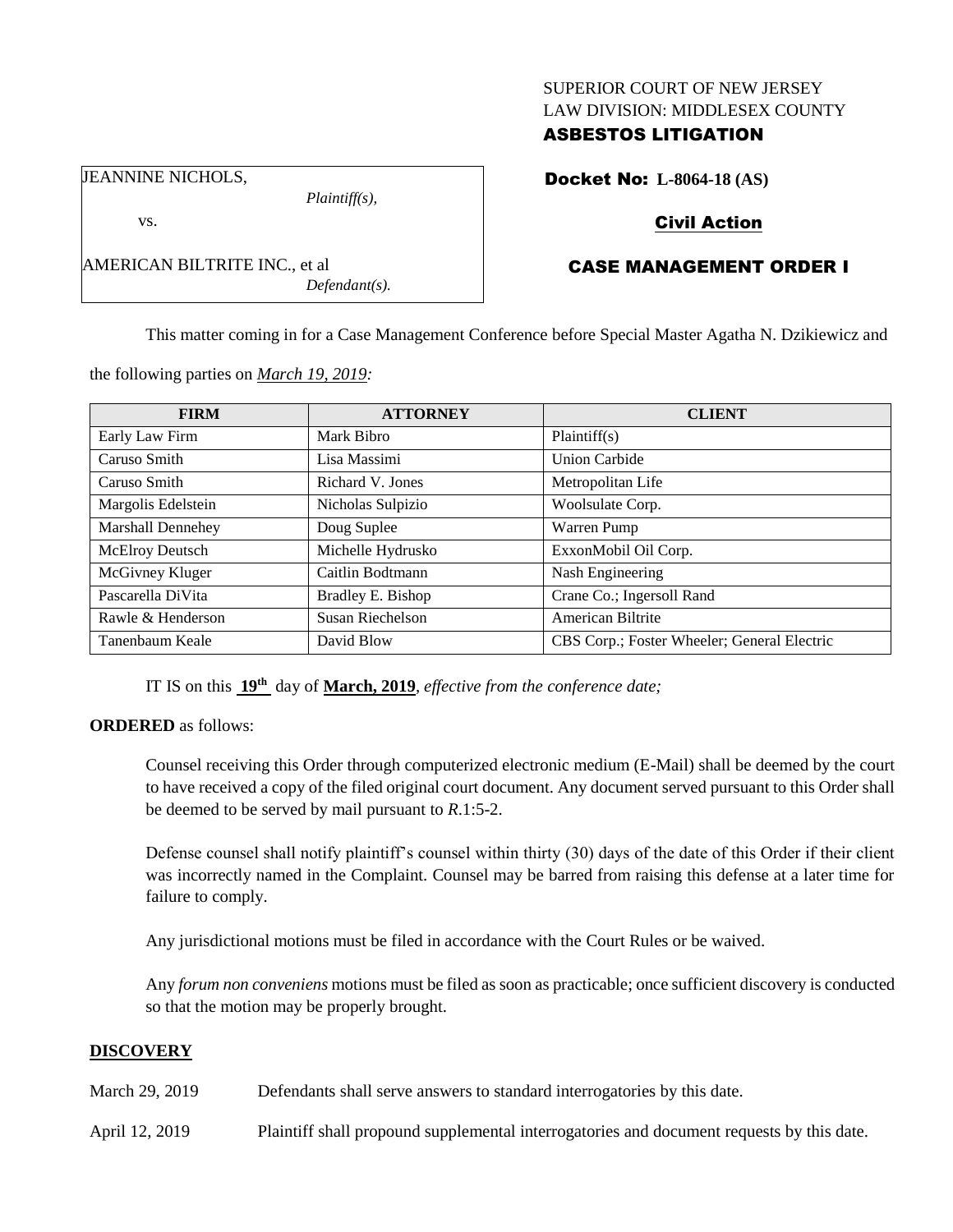SUPERIOR COURT OF NEW JERSEY
LAW DIVISION: MIDDLESEX COUNTY
**ASBESTOS LITIGATION**

JEANNINE NICHOLS,
*Plaintiff(s),*

vs.

AMERICAN BILTRITE INC., et al
*Defendant(s).*

**Docket No: L-8064-18 (AS)**

**Civil Action**

**CASE MANAGEMENT ORDER I**

This matter coming in for a Case Management Conference before Special Master Agatha N. Dzikiewicz and the following parties on *March 19, 2019:*

| FIRM | ATTORNEY | CLIENT |
| --- | --- | --- |
| Early Law Firm | Mark Bibro | Plaintiff(s) |
| Caruso Smith | Lisa Massimi | Union Carbide |
| Caruso Smith | Richard V. Jones | Metropolitan Life |
| Margolis Edelstein | Nicholas Sulpizio | Woolsulate Corp. |
| Marshall Dennehey | Doug Suplee | Warren Pump |
| McElroy Deutsch | Michelle Hydrusko | ExxonMobil Oil Corp. |
| McGivney Kluger | Caitlin Bodtmann | Nash Engineering |
| Pascarella DiVita | Bradley E. Bishop | Crane Co.; Ingersoll Rand |
| Rawle & Henderson | Susan Riechelson | American Biltrite |
| Tanenbaum Keale | David Blow | CBS Corp.; Foster Wheeler; General Electric |

IT IS on this **19th** day of **March, 2019**, *effective from the conference date;*

**ORDERED** as follows:

Counsel receiving this Order through computerized electronic medium (E-Mail) shall be deemed by the court to have received a copy of the filed original court document. Any document served pursuant to this Order shall be deemed to be served by mail pursuant to *R*.1:5-2.

Defense counsel shall notify plaintiff's counsel within thirty (30) days of the date of this Order if their client was incorrectly named in the Complaint. Counsel may be barred from raising this defense at a later time for failure to comply.

Any jurisdictional motions must be filed in accordance with the Court Rules or be waived.

Any *forum non conveniens* motions must be filed as soon as practicable; once sufficient discovery is conducted so that the motion may be properly brought.

## DISCOVERY

| | |
| --- | --- |
| March 29, 2019 | Defendants shall serve answers to standard interrogatories by this date. |
| April 12, 2019 | Plaintiff shall propound supplemental interrogatories and document requests by this date. |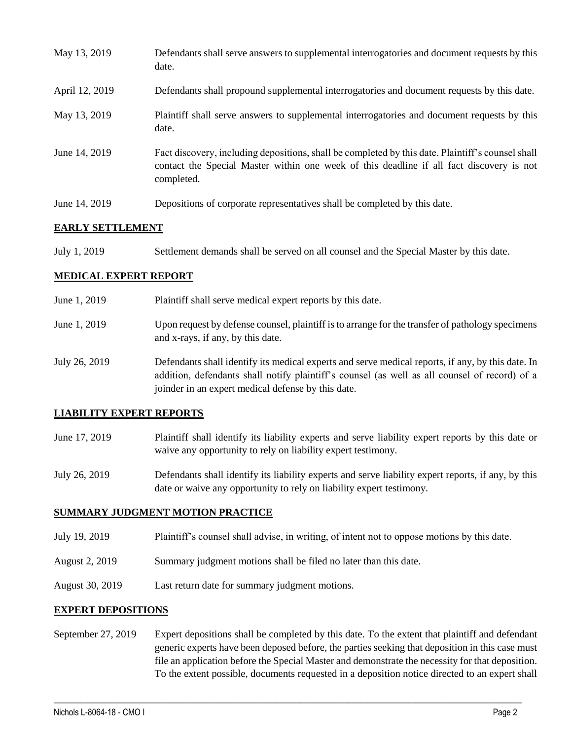| | |
|---|---|
| May 13, 2019 | Defendants shall serve answers to supplemental interrogatories and document requests by this date. |
| April 12, 2019 | Defendants shall propound supplemental interrogatories and document requests by this date. |
| May 13, 2019 | Plaintiff shall serve answers to supplemental interrogatories and document requests by this date. |
| June 14, 2019 | Fact discovery, including depositions, shall be completed by this date. Plaintiff's counsel shall contact the Special Master within one week of this deadline if all fact discovery is not completed. |
| June 14, 2019 | Depositions of corporate representatives shall be completed by this date. |

## EARLY SETTLEMENT

| | |
|---|---|
| July 1, 2019 | Settlement demands shall be served on all counsel and the Special Master by this date. |

## MEDICAL EXPERT REPORT

| | |
|---|---|
| June 1, 2019 | Plaintiff shall serve medical expert reports by this date. |
| June 1, 2019 | Upon request by defense counsel, plaintiff is to arrange for the transfer of pathology specimens and x-rays, if any, by this date. |
| July 26, 2019 | Defendants shall identify its medical experts and serve medical reports, if any, by this date. In addition, defendants shall notify plaintiff's counsel (as well as all counsel of record) of a joinder in an expert medical defense by this date. |

## LIABILITY EXPERT REPORTS

| | |
|---|---|
| June 17, 2019 | Plaintiff shall identify its liability experts and serve liability expert reports by this date or waive any opportunity to rely on liability expert testimony. |
| July 26, 2019 | Defendants shall identify its liability experts and serve liability expert reports, if any, by this date or waive any opportunity to rely on liability expert testimony. |

## SUMMARY JUDGMENT MOTION PRACTICE

| | |
|---|---|
| July 19, 2019 | Plaintiff's counsel shall advise, in writing, of intent not to oppose motions by this date. |
| August 2, 2019 | Summary judgment motions shall be filed no later than this date. |
| August 30, 2019 | Last return date for summary judgment motions. |

## EXPERT DEPOSITIONS

| | |
|---|---|
| September 27, 2019 | Expert depositions shall be completed by this date. To the extent that plaintiff and defendant generic experts have been deposed before, the parties seeking that deposition in this case must file an application before the Special Master and demonstrate the necessity for that deposition. To the extent possible, documents requested in a deposition notice directed to an expert shall |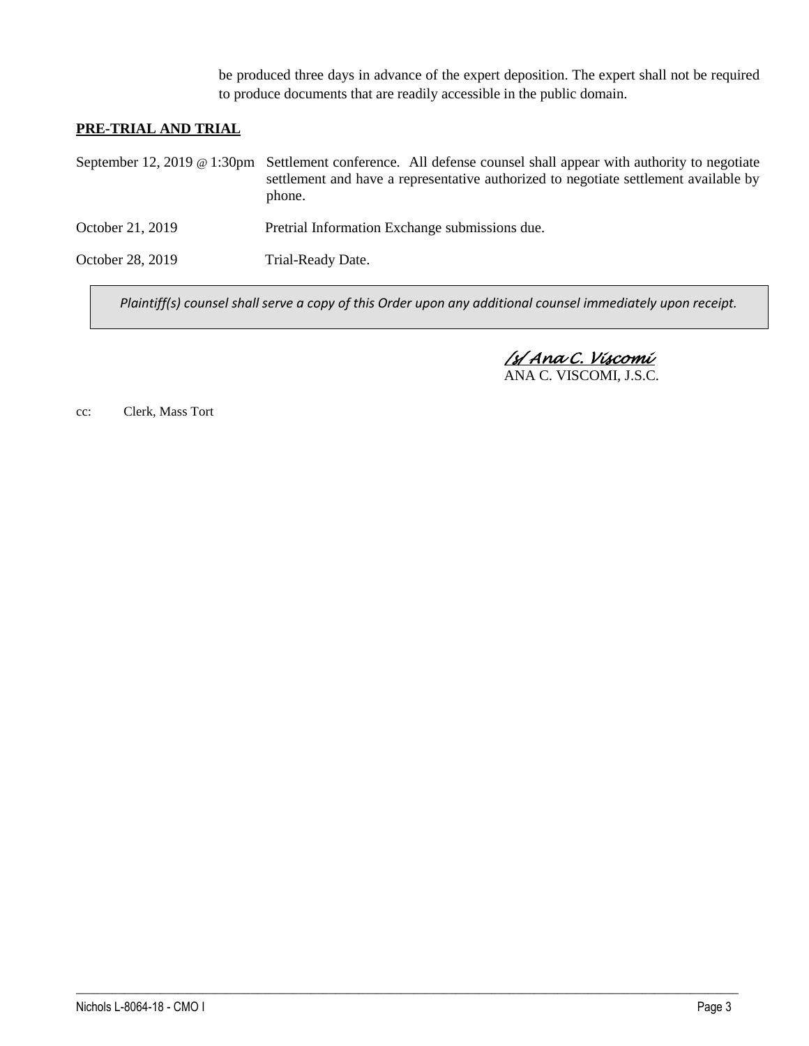be produced three days in advance of the expert deposition. The expert shall not be required to produce documents that are readily accessible in the public domain.

**PRE-TRIAL AND TRIAL**

| | |
|---|---|
| September 12, 2019 @ 1:30pm | Settlement conference. All defense counsel shall appear with authority to negotiate settlement and have a representative authorized to negotiate settlement available by phone. |
| October 21, 2019 | Pretrial Information Exchange submissions due. |
| October 28, 2019 | Trial-Ready Date. |

*Plaintiff(s) counsel shall serve a copy of this Order upon any additional counsel immediately upon receipt.*

/s/ Ana C. Viscomi
ANA C. VISCOMI, J.S.C.

cc: Clerk, Mass Tort